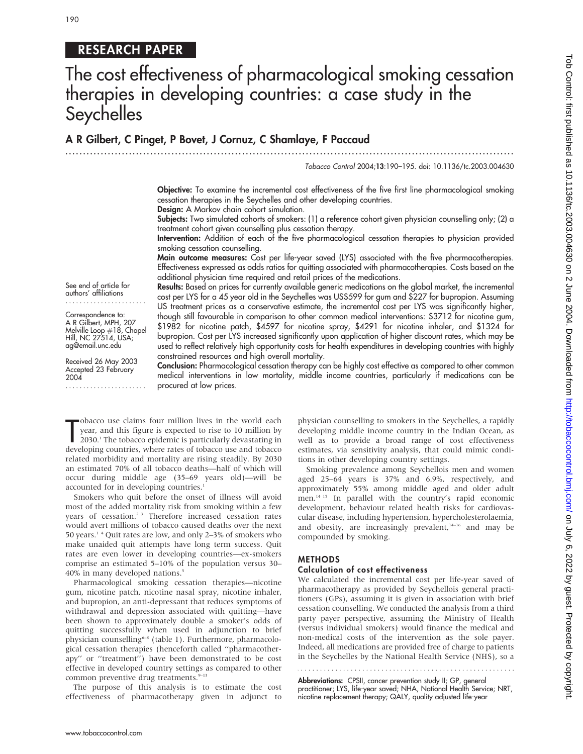RESEARCH PAPER

# The cost effectiveness of pharmacological smoking cessation therapies in developing countries: a case study in the Seychelles

**A R Gilbert, C Pinget, P Bovet, J Cornuz, C Shamlaye, F Paccaud**

*Tobacco Control* 2004;**13**:190–195. doi: 10.1136/tc.2003.004630

See end of article for authors' affiliations

Correspondence to: A R Gilbert, MPH, 207 Melville Loop #18, Chapel Hill, NC 27514, USA; ag@email.unc.edu

Received 26 May 2003
Accepted 23 February 2004

**Objective:** To examine the incremental cost effectiveness of the five first line pharmacological smoking cessation therapies in the Seychelles and other developing countries.

**Design:** A Markov chain cohort simulation.

**Subjects:** Two simulated cohorts of smokers: (1) a reference cohort given physician counselling only; (2) a treatment cohort given counselling plus cessation therapy.

**Intervention:** Addition of each of the five pharmacological cessation therapies to physician provided smoking cessation counselling.

**Main outcome measures:** Cost per life-year saved (LYS) associated with the five pharmacotherapies. Effectiveness expressed as odds ratios for quitting associated with pharmacotherapies. Costs based on the additional physician time required and retail prices of the medications.

**Results:** Based on prices for currently available generic medications on the global market, the incremental cost per LYS for a 45 year old in the Seychelles was US$599 for gum and $227 for bupropion. Assuming US treatment prices as a conservative estimate, the incremental cost per LYS was significantly higher, though still favourable in comparison to other common medical interventions: $3712 for nicotine gum, $1982 for nicotine patch, $4597 for nicotine spray, $4291 for nicotine inhaler, and $1324 for bupropion. Cost per LYS increased significantly upon application of higher discount rates, which may be used to reflect relatively high opportunity costs for health expenditures in developing countries with highly constrained resources and high overall mortality.

**Conclusion:** Pharmacological cessation therapy can be highly cost effective as compared to other common medical interventions in low mortality, middle income countries, particularly if medications can be procured at low prices.

Tobacco use claims four million lives in the world each year, and this figure is expected to rise to 10 million by 2030.[1] The tobacco epidemic is particularly devastating in developing countries, where rates of tobacco use and tobacco related morbidity and mortality are rising steadily. By 2030 an estimated 70% of all tobacco deaths—half of which will occur during middle age (35–69 years old)—will be accounted for in developing countries.[1]

Smokers who quit before the onset of illness will avoid most of the added mortality risk from smoking within a few years of cessation.[2,3] Therefore increased cessation rates would avert millions of tobacco caused deaths over the next 50 years.[1,4] Quit rates are low, and only 2–3% of smokers who make unaided quit attempts have long term success. Quit rates are even lower in developing countries—ex-smokers comprise an estimated 5–10% of the population versus 30–40% in many developed nations.[5]

Pharmacological smoking cessation therapies—nicotine gum, nicotine patch, nicotine nasal spray, nicotine inhaler, and bupropion, an anti-depressant that reduces symptoms of withdrawal and depression associated with quitting—have been shown to approximately double a smoker's odds of quitting successfully when used in adjunction to brief physician counselling[6–8] (table 1). Furthermore, pharmacological cessation therapies (henceforth called "pharmacotherapy" or "treatment") have been demonstrated to be cost effective in developed country settings as compared to other common preventive drug treatments.[9–13]

The purpose of this analysis is to estimate the cost effectiveness of pharmacotherapy given in adjunct to physician counselling to smokers in the Seychelles, a rapidly developing middle income country in the Indian Ocean, as well as to provide a broad range of cost effectiveness estimates, via sensitivity analysis, that could mimic conditions in other developing country settings.

Smoking prevalence among Seychellois men and women aged 25–64 years is 37% and 6.9%, respectively, and approximately 55% among middle aged and older adult men.[14,15] In parallel with the country's rapid economic development, behaviour related health risks for cardiovascular disease, including hypertension, hypercholesterolaemia, and obesity, are increasingly prevalent,[14–16] and may be compounded by smoking.

## METHODS

### Calculation of cost effectiveness

We calculated the incremental cost per life-year saved of pharmacotherapy as provided by Seychellois general practitioners (GPs), assuming it is given in association with brief cessation counselling. We conducted the analysis from a third party payer perspective, assuming the Ministry of Health (versus individual smokers) would finance the medical and non-medical costs of the intervention as the sole payer. Indeed, all medications are provided free of charge to patients in the Seychelles by the National Health Service (NHS), so a

**Abbreviations:** CPSII, cancer prevention study II; GP, general practitioner; LYS, life-year saved; NHA, National Health Service; NRT, nicotine replacement therapy; QALY, quality adjusted life-year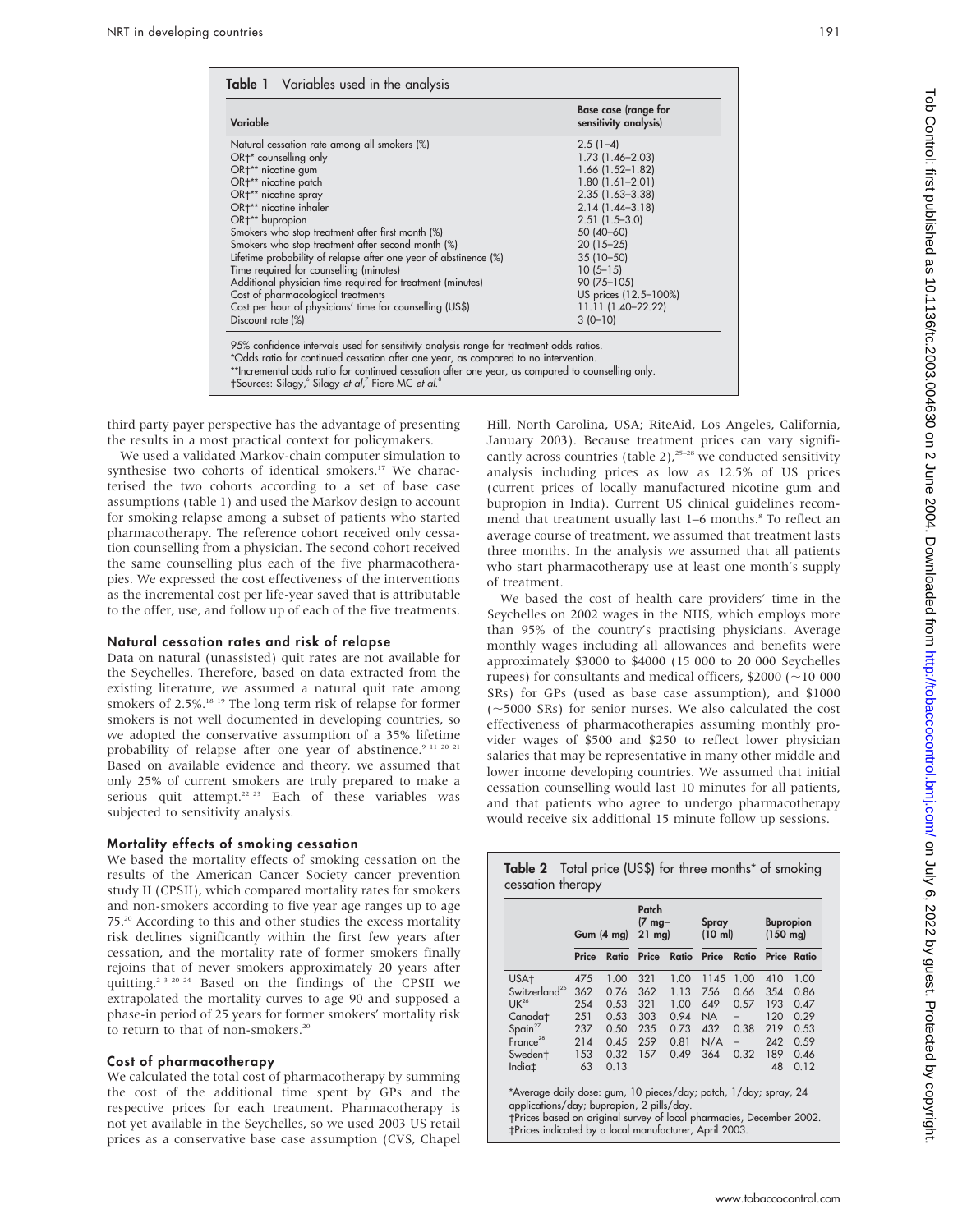**Table 1** Variables used in the analysis

| Variable | Base case (range for sensitivity analysis) |
|---|---|
| Natural cessation rate among all smokers (%) | 2.5 (1–4) |
| OR†* counselling only | 1.73 (1.46–2.03) |
| OR†** nicotine gum | 1.66 (1.52–1.82) |
| OR†** nicotine patch | 1.80 (1.61–2.01) |
| OR†** nicotine spray | 2.35 (1.63–3.38) |
| OR†** nicotine inhaler | 2.14 (1.44–3.18) |
| OR†** bupropion | 2.51 (1.5–3.0) |
| Smokers who stop treatment after first month (%) | 50 (40–60) |
| Smokers who stop treatment after second month (%) | 20 (15–25) |
| Lifetime probability of relapse after one year of abstinence (%) | 35 (10–50) |
| Time required for counselling (minutes) | 10 (5–15) |
| Additional physician time required for treatment (minutes) | 90 (75–105) |
| Cost of pharmacological treatments | US prices (12.5–100%) |
| Cost per hour of physicians' time for counselling (US$) | 11.11 (1.40–22.22) |
| Discount rate (%) | 3 (0–10) |

95% confidence intervals used for sensitivity analysis range for treatment odds ratios.
*Odds ratio for continued cessation after one year, as compared to no intervention.
**Incremental odds ratio for continued cessation after one year, as compared to counselling only.
†Sources: Silagy,[6] Silagy *et al*,[7] Fiore MC *et al*.[8]

third party payer perspective has the advantage of presenting the results in a most practical context for policymakers.

We used a validated Markov-chain computer simulation to synthesise two cohorts of identical smokers.[17] We characterised the two cohorts according to a set of base case assumptions (table 1) and used the Markov design to account for smoking relapse among a subset of patients who started pharmacotherapy. The reference cohort received only cessation counselling from a physician. The second cohort received the same counselling plus each of the five pharmacotherapies. We expressed the cost effectiveness of the interventions as the incremental cost per life-year saved that is attributable to the offer, use, and follow up of each of the five treatments.

### Natural cessation rates and risk of relapse

Data on natural (unassisted) quit rates are not available for the Seychelles. Therefore, based on data extracted from the existing literature, we assumed a natural quit rate among smokers of 2.5%.[18 19] The long term risk of relapse for former smokers is not well documented in developing countries, so we adopted the conservative assumption of a 35% lifetime probability of relapse after one year of abstinence.[9 11 20 21] Based on available evidence and theory, we assumed that only 25% of current smokers are truly prepared to make a serious quit attempt.[22 23] Each of these variables was subjected to sensitivity analysis.

### Mortality effects of smoking cessation

We based the mortality effects of smoking cessation on the results of the American Cancer Society cancer prevention study II (CPSII), which compared mortality rates for smokers and non-smokers according to five year age ranges up to age 75.[20] According to this and other studies the excess mortality risk declines significantly within the first few years after cessation, and the mortality rate of former smokers finally rejoins that of never smokers approximately 20 years after quitting.[2 3 20 24] Based on the findings of the CPSII we extrapolated the mortality curves to age 90 and supposed a phase-in period of 25 years for former smokers' mortality risk to return to that of non-smokers.[20]

### Cost of pharmacotherapy

We calculated the total cost of pharmacotherapy by summing the cost of the additional time spent by GPs and the respective prices for each treatment. Pharmacotherapy is not yet available in the Seychelles, so we used 2003 US retail prices as a conservative base case assumption (CVS, Chapel Hill, North Carolina, USA; RiteAid, Los Angeles, California, January 2003). Because treatment prices can vary significantly across countries (table 2),[25–28] we conducted sensitivity analysis including prices as low as 12.5% of US prices (current prices of locally manufactured nicotine gum and bupropion in India). Current US clinical guidelines recommend that treatment usually last 1–6 months.[8] To reflect an average course of treatment, we assumed that treatment lasts three months. In the analysis we assumed that all patients who start pharmacotherapy use at least one month's supply of treatment.

We based the cost of health care providers' time in the Seychelles on 2002 wages in the NHS, which employs more than 95% of the country's practising physicians. Average monthly wages including all allowances and benefits were approximately \$3000 to \$4000 (15 000 to 20 000 Seychelles rupees) for consultants and medical officers, \$2000 (~10 000 SRs) for GPs (used as base case assumption), and \$1000 (~5000 SRs) for senior nurses. We also calculated the cost effectiveness of pharmacotherapies assuming monthly provider wages of \$500 and \$250 to reflect lower physician salaries that may be representative in many other middle and lower income developing countries. We assumed that initial cessation counselling would last 10 minutes for all patients, and that patients who agree to undergo pharmacotherapy would receive six additional 15 minute follow up sessions.

**Table 2** Total price (US$) for three months* of smoking cessation therapy

| | Gum (4 mg) | | Patch (7 mg–21 mg) | | Spray (10 ml) | | Bupropion (150 mg) | |
|---|---|---|---|---|---|---|---|---|
| | Price | Ratio | Price | Ratio | Price | Ratio | Price | Ratio |
| USA† | 475 | 1.00 | 321 | 1.00 | 1145 | 1.00 | 410 | 1.00 |
| Switzerland[25] | 362 | 0.76 | 362 | 1.13 | 756 | 0.66 | 354 | 0.86 |
| UK[26] | 254 | 0.53 | 321 | 1.00 | 649 | 0.57 | 193 | 0.47 |
| Canada† | 251 | 0.53 | 303 | 0.94 | NA | – | 120 | 0.29 |
| Spain[27] | 237 | 0.50 | 235 | 0.73 | 432 | 0.38 | 219 | 0.53 |
| France[28] | 214 | 0.45 | 259 | 0.81 | N/A | – | 242 | 0.59 |
| Sweden† | 153 | 0.32 | 157 | 0.49 | 364 | 0.32 | 189 | 0.46 |
| India‡ | 63 | 0.13 | | | | | 48 | 0.12 |

*Average daily dose: gum, 10 pieces/day; patch, 1/day; spray, 24 applications/day; bupropion, 2 pills/day.
†Prices based on original survey of local pharmacies, December 2002.
‡Prices indicated by a local manufacturer, April 2003.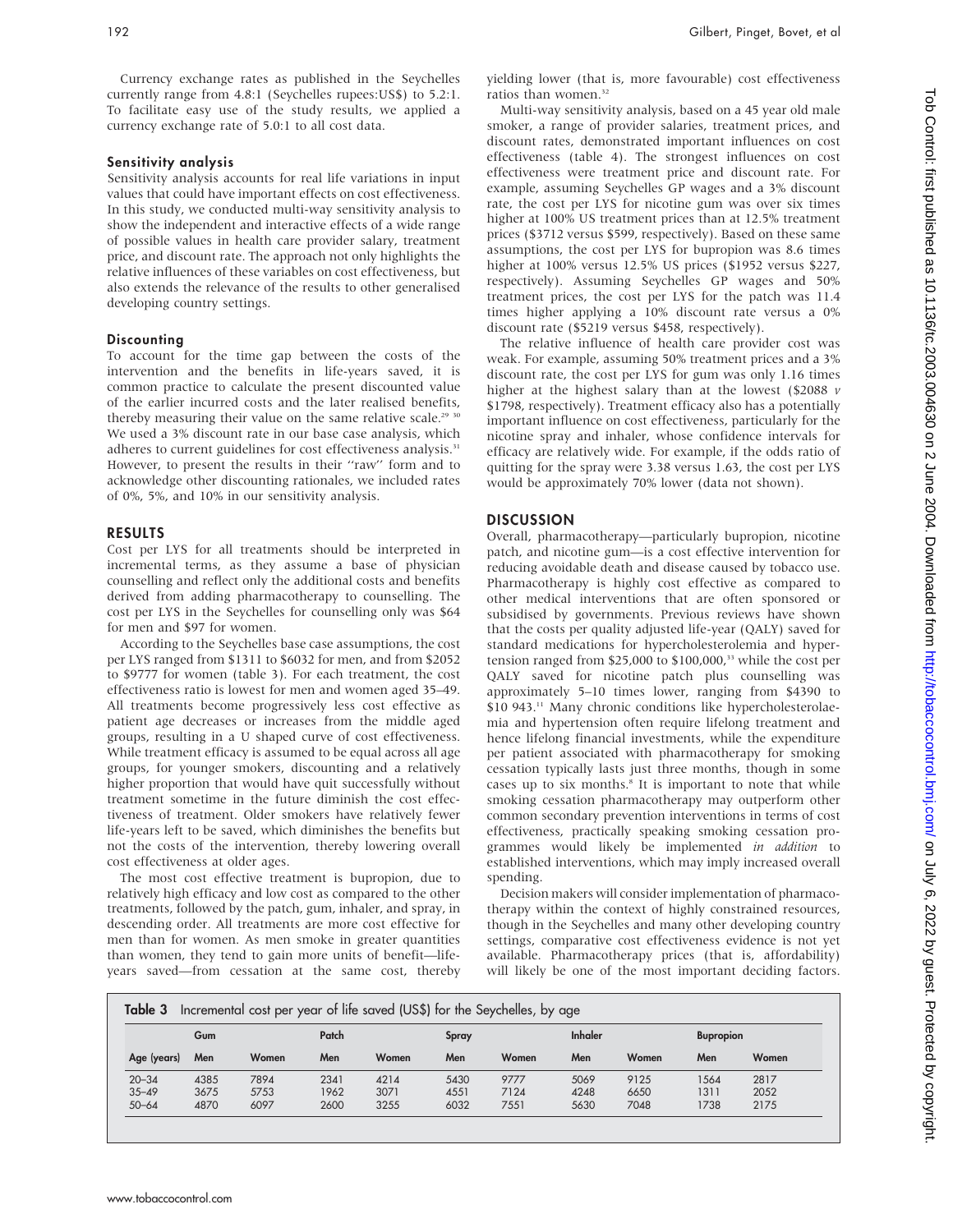Currency exchange rates as published in the Seychelles currently range from 4.8:1 (Seychelles rupees:US$) to 5.2:1. To facilitate easy use of the study results, we applied a currency exchange rate of 5.0:1 to all cost data.

### Sensitivity analysis

Sensitivity analysis accounts for real life variations in input values that could have important effects on cost effectiveness. In this study, we conducted multi-way sensitivity analysis to show the independent and interactive effects of a wide range of possible values in health care provider salary, treatment price, and discount rate. The approach not only highlights the relative influences of these variables on cost effectiveness, but also extends the relevance of the results to other generalised developing country settings.

### Discounting

To account for the time gap between the costs of the intervention and the benefits in life-years saved, it is common practice to calculate the present discounted value of the earlier incurred costs and the later realised benefits, thereby measuring their value on the same relative scale.[29 30] We used a 3% discount rate in our base case analysis, which adheres to current guidelines for cost effectiveness analysis.[31] However, to present the results in their "raw" form and to acknowledge other discounting rationales, we included rates of 0%, 5%, and 10% in our sensitivity analysis.

## RESULTS

Cost per LYS for all treatments should be interpreted in incremental terms, as they assume a base of physician counselling and reflect only the additional costs and benefits derived from adding pharmacotherapy to counselling. The cost per LYS in the Seychelles for counselling only was $64 for men and $97 for women.

According to the Seychelles base case assumptions, the cost per LYS ranged from $1311 to $6032 for men, and from $2052 to $9777 for women (table 3). For each treatment, the cost effectiveness ratio is lowest for men and women aged 35–49. All treatments become progressively less cost effective as patient age decreases or increases from the middle aged groups, resulting in a U shaped curve of cost effectiveness. While treatment efficacy is assumed to be equal across all age groups, for younger smokers, discounting and a relatively higher proportion that would have quit successfully without treatment sometime in the future diminish the cost effectiveness of treatment. Older smokers have relatively fewer life-years left to be saved, which diminishes the benefits but not the costs of the intervention, thereby lowering overall cost effectiveness at older ages.

The most cost effective treatment is bupropion, due to relatively high efficacy and low cost as compared to the other treatments, followed by the patch, gum, inhaler, and spray, in descending order. All treatments are more cost effective for men than for women. As men smoke in greater quantities than women, they tend to gain more units of benefit—life-years saved—from cessation at the same cost, thereby yielding lower (that is, more favourable) cost effectiveness ratios than women.[32]

Multi-way sensitivity analysis, based on a 45 year old male smoker, a range of provider salaries, treatment prices, and discount rates, demonstrated important influences on cost effectiveness (table 4). The strongest influences on cost effectiveness were treatment price and discount rate. For example, assuming Seychelles GP wages and a 3% discount rate, the cost per LYS for nicotine gum was over six times higher at 100% US treatment prices than at 12.5% treatment prices ($3712 versus $599, respectively). Based on these same assumptions, the cost per LYS for bupropion was 8.6 times higher at 100% versus 12.5% US prices ($1952 versus $227, respectively). Assuming Seychelles GP wages and 50% treatment prices, the cost per LYS for the patch was 11.4 times higher applying a 10% discount rate versus a 0% discount rate ($5219 versus $458, respectively).

The relative influence of health care provider cost was weak. For example, assuming 50% treatment prices and a 3% discount rate, the cost per LYS for gum was only 1.16 times higher at the highest salary than at the lowest ($2088 *v* $1798, respectively). Treatment efficacy also has a potentially important influence on cost effectiveness, particularly for the nicotine spray and inhaler, whose confidence intervals for efficacy are relatively wide. For example, if the odds ratio of quitting for the spray were 3.38 versus 1.63, the cost per LYS would be approximately 70% lower (data not shown).

## DISCUSSION

Overall, pharmacotherapy—particularly bupropion, nicotine patch, and nicotine gum—is a cost effective intervention for reducing avoidable death and disease caused by tobacco use. Pharmacotherapy is highly cost effective as compared to other medical interventions that are often sponsored or subsidised by governments. Previous reviews have shown that the costs per quality adjusted life-year (QALY) saved for standard medications for hypercholesterolemia and hypertension ranged from $25,000 to $100,000,[33] while the cost per QALY saved for nicotine patch plus counselling was approximately 5–10 times lower, ranging from $4390 to $10 943.[11] Many chronic conditions like hypercholesterolaemia and hypertension often require lifelong treatment and hence lifelong financial investments, while the expenditure per patient associated with pharmacotherapy for smoking cessation typically lasts just three months, though in some cases up to six months.[8] It is important to note that while smoking cessation pharmacotherapy may outperform other common secondary prevention interventions in terms of cost effectiveness, practically speaking smoking cessation programmes would likely be implemented *in addition* to established interventions, which may imply increased overall spending.

Decision makers will consider implementation of pharmacotherapy within the context of highly constrained resources, though in the Seychelles and many other developing country settings, comparative cost effectiveness evidence is not yet available. Pharmacotherapy prices (that is, affordability) will likely be one of the most important deciding factors.

**Table 3** Incremental cost per year of life saved (US$) for the Seychelles, by age

| | Gum | | Patch | | Spray | | Inhaler | | Bupropion | |
|---|---|---|---|---|---|---|---|---|---|---|
| Age (years) | Men | Women | Men | Women | Men | Women | Men | Women | Men | Women |
| 20–34 | 4385 | 7894 | 2341 | 4214 | 5430 | 9777 | 5069 | 9125 | 1564 | 2817 |
| 35–49 | 3675 | 5753 | 1962 | 3071 | 4551 | 7124 | 4248 | 6650 | 1311 | 2052 |
| 50–64 | 4870 | 6097 | 2600 | 3255 | 6032 | 7551 | 5630 | 7048 | 1738 | 2175 |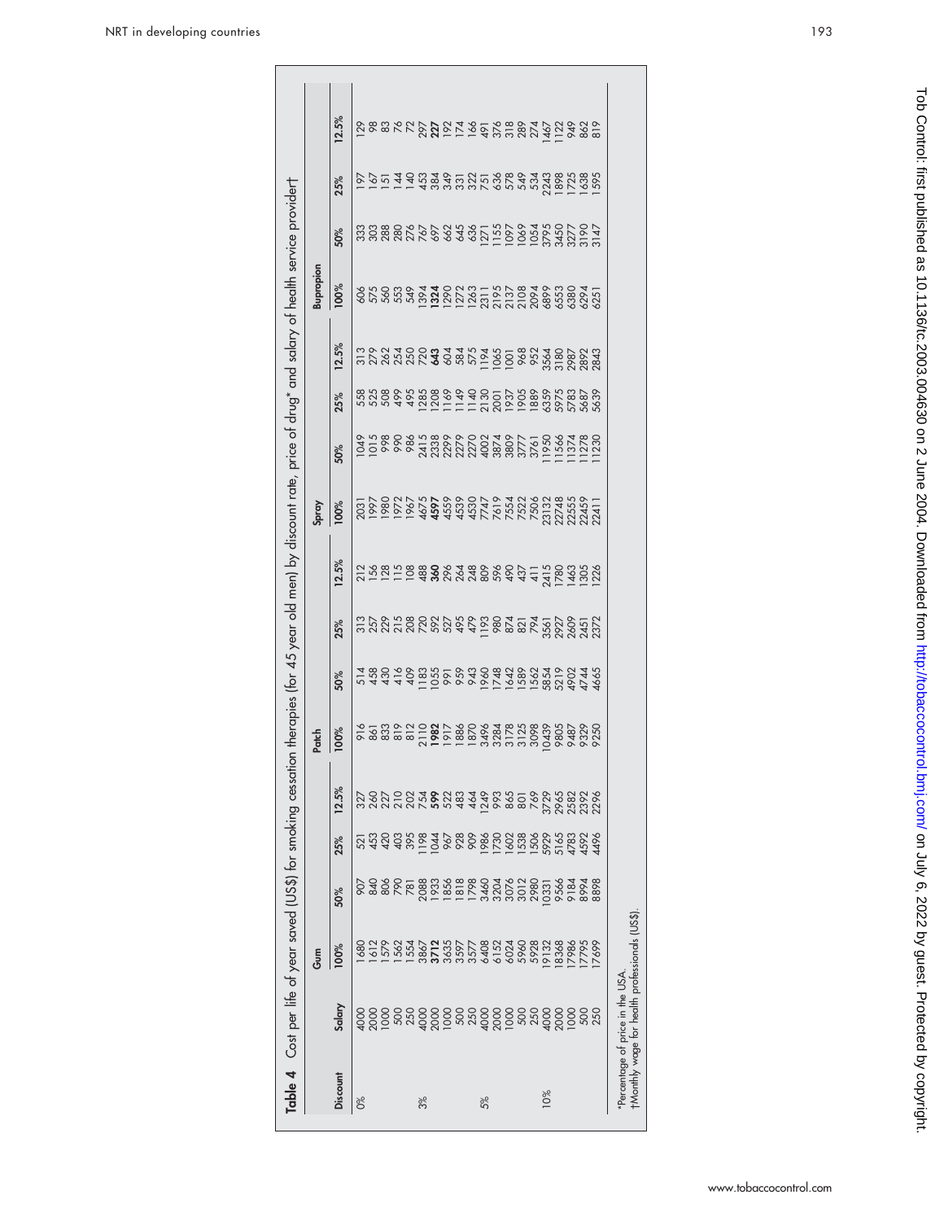**Table 4** Cost per life of year saved (US$) for smoking cessation therapies (for 45 year old men) by discount rate, price of drug* and salary of health service provider†

| | | Gum | | | | Patch | | | | Spray | | | | Bupropion | | | |
|---|---|---|---|---|---|---|---|---|---|---|---|---|---|---|---|---|---|
| Discount | Salary | 100% | 50% | 25% | 12.5% | 100% | 50% | 25% | 12.5% | 100% | 50% | 25% | 12.5% | 100% | 50% | 25% | 12.5% |
| 0% | 4000 | 1680 | 907 | 521 | 327 | 916 | 514 | 313 | 212 | 2031 | 1049 | 558 | 313 | 606 | 333 | 197 | 129 |
| | 2000 | 1612 | 840 | 453 | 260 | 861 | 458 | 257 | 156 | 1997 | 1015 | 525 | 279 | 575 | 303 | 167 | 98 |
| | 1000 | 1579 | 806 | 420 | 227 | 833 | 430 | 229 | 128 | 1980 | 998 | 508 | 262 | 560 | 288 | 151 | 83 |
| | 500 | 1562 | 790 | 403 | 210 | 819 | 416 | 215 | 115 | 1972 | 990 | 499 | 254 | 553 | 280 | 144 | 76 |
| | 250 | 1554 | 781 | 395 | 202 | 812 | 409 | 208 | 108 | 1967 | 986 | 495 | 250 | 549 | 276 | 140 | 72 |
| 3% | 4000 | 3867 | 2088 | 1198 | 754 | 2110 | 1183 | 720 | 488 | 4675 | 2415 | 1285 | 720 | 1394 | 767 | 453 | 297 |
| | 2000 | **3712** | 1933 | 1044 | **599** | **1982** | 1055 | 592 | **360** | **4597** | 2338 | 1208 | **643** | **1324** | 697 | 384 | **227** |
| | 1000 | 3635 | 1856 | 967 | 522 | 1917 | 991 | 527 | 296 | 4559 | 2299 | 1169 | 604 | 1290 | 662 | 349 | 192 |
| | 500 | 3597 | 1818 | 928 | 483 | 1886 | 959 | 495 | 264 | 4539 | 2279 | 1149 | 584 | 1272 | 645 | 331 | 174 |
| | 250 | 3577 | 1798 | 909 | 464 | 1870 | 943 | 479 | 248 | 4530 | 2270 | 1140 | 575 | 1263 | 636 | 322 | 166 |
| 5% | 4000 | 6408 | 3460 | 1986 | 1249 | 3496 | 1960 | 1193 | 809 | 7747 | 4002 | 2130 | 1194 | 2311 | 1271 | 751 | 491 |
| | 2000 | 6152 | 3204 | 1730 | 993 | 3284 | 1748 | 980 | 596 | 7619 | 3874 | 2001 | 1065 | 2195 | 1155 | 636 | 376 |
| | 1000 | 6024 | 3076 | 1602 | 865 | 3178 | 1642 | 874 | 490 | 7554 | 3809 | 1937 | 1001 | 2137 | 1097 | 578 | 318 |
| | 500 | 5960 | 3012 | 1538 | 801 | 3125 | 1589 | 821 | 437 | 7522 | 3777 | 1905 | 968 | 2108 | 1069 | 549 | 289 |
| | 250 | 5928 | 2980 | 1506 | 769 | 3098 | 1562 | 794 | 411 | 7506 | 3761 | 1889 | 952 | 2094 | 1054 | 534 | 274 |
| 10% | 4000 | 19132 | 10331 | 5929 | 3729 | 10439 | 5854 | 3561 | 2415 | 23132 | 11950 | 6359 | 3564 | 6899 | 3795 | 2243 | 1467 |
| | 2000 | 18368 | 9566 | 5165 | 2965 | 9805 | 5219 | 2927 | 1780 | 22748 | 11566 | 5975 | 3180 | 6553 | 3450 | 1898 | 1122 |
| | 1000 | 17986 | 9184 | 4783 | 2582 | 9487 | 4902 | 2609 | 1463 | 22555 | 11374 | 5783 | 2987 | 6380 | 3277 | 1725 | 949 |
| | 500 | 17795 | 8994 | 4592 | 2392 | 9329 | 4744 | 2451 | 1305 | 22459 | 11278 | 5687 | 2892 | 6294 | 3190 | 1638 | 862 |
| | 250 | 17699 | 8898 | 4496 | 2296 | 9250 | 4665 | 2372 | 1226 | 22411 | 11230 | 5639 | 2843 | 6251 | 3147 | 1595 | 819 |

*Percentage of price in the USA.
†Monthly wage for health professionals (US$).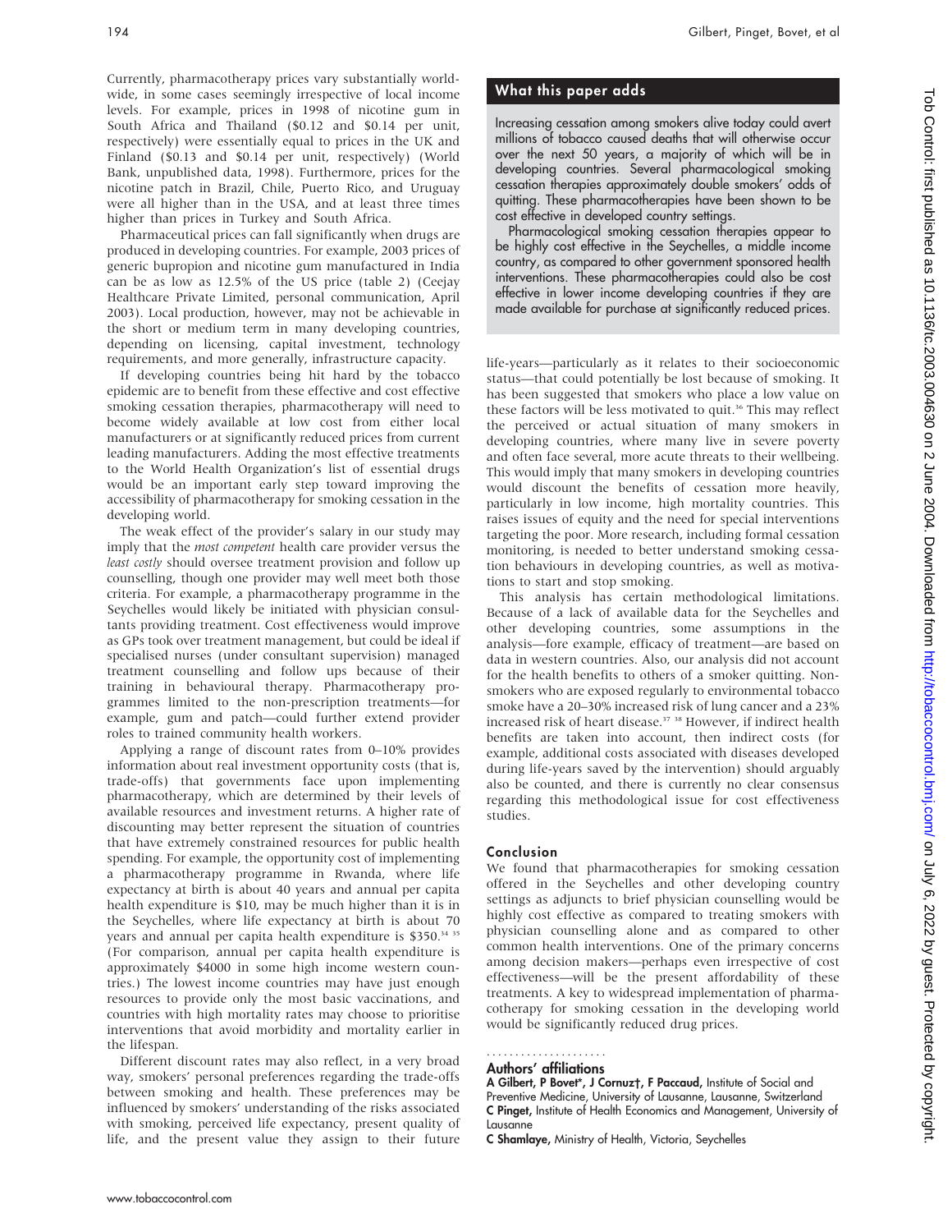Currently, pharmacotherapy prices vary substantially worldwide, in some cases seemingly irrespective of local income levels. For example, prices in 1998 of nicotine gum in South Africa and Thailand ($0.12 and $0.14 per unit, respectively) were essentially equal to prices in the UK and Finland ($0.13 and $0.14 per unit, respectively) (World Bank, unpublished data, 1998). Furthermore, prices for the nicotine patch in Brazil, Chile, Puerto Rico, and Uruguay were all higher than in the USA, and at least three times higher than prices in Turkey and South Africa.

Pharmaceutical prices can fall significantly when drugs are produced in developing countries. For example, 2003 prices of generic bupropion and nicotine gum manufactured in India can be as low as 12.5% of the US price (table 2) (Ceejay Healthcare Private Limited, personal communication, April 2003). Local production, however, may not be achievable in the short or medium term in many developing countries, depending on licensing, capital investment, technology requirements, and more generally, infrastructure capacity.

If developing countries being hit hard by the tobacco epidemic are to benefit from these effective and cost effective smoking cessation therapies, pharmacotherapy will need to become widely available at low cost from either local manufacturers or at significantly reduced prices from current leading manufacturers. Adding the most effective treatments to the World Health Organization's list of essential drugs would be an important early step toward improving the accessibility of pharmacotherapy for smoking cessation in the developing world.

The weak effect of the provider's salary in our study may imply that the *most competent* health care provider versus the *least costly* should oversee treatment provision and follow up counselling, though one provider may well meet both those criteria. For example, a pharmacotherapy programme in the Seychelles would likely be initiated with physician consultants providing treatment. Cost effectiveness would improve as GPs took over treatment management, but could be ideal if specialised nurses (under consultant supervision) managed treatment counselling and follow ups because of their training in behavioural therapy. Pharmacotherapy programmes limited to the non-prescription treatments—for example, gum and patch—could further extend provider roles to trained community health workers.

Applying a range of discount rates from 0–10% provides information about real investment opportunity costs (that is, trade-offs) that governments face upon implementing pharmacotherapy, which are determined by their levels of available resources and investment returns. A higher rate of discounting may better represent the situation of countries that have extremely constrained resources for public health spending. For example, the opportunity cost of implementing a pharmacotherapy programme in Rwanda, where life expectancy at birth is about 40 years and annual per capita health expenditure is $10, may be much higher than it is in the Seychelles, where life expectancy at birth is about 70 years and annual per capita health expenditure is $350.[34,35] (For comparison, annual per capita health expenditure is approximately $4000 in some high income western countries.) The lowest income countries may have just enough resources to provide only the most basic vaccinations, and countries with high mortality rates may choose to prioritise interventions that avoid morbidity and mortality earlier in the lifespan.

Different discount rates may also reflect, in a very broad way, smokers' personal preferences regarding the trade-offs between smoking and health. These preferences may be influenced by smokers' understanding of the risks associated with smoking, perceived life expectancy, present quality of life, and the present value they assign to their future life-years—particularly as it relates to their socioeconomic status—that could potentially be lost because of smoking. It has been suggested that smokers who place a low value on these factors will be less motivated to quit.[36] This may reflect the perceived or actual situation of many smokers in developing countries, where many live in severe poverty and often face several, more acute threats to their wellbeing. This would imply that many smokers in developing countries would discount the benefits of cessation more heavily, particularly in low income, high mortality countries. This raises issues of equity and the need for special interventions targeting the poor. More research, including formal cessation monitoring, is needed to better understand smoking cessation behaviours in developing countries, as well as motivations to start and stop smoking.

This analysis has certain methodological limitations. Because of a lack of available data for the Seychelles and other developing countries, some assumptions in the analysis—fore example, efficacy of treatment—are based on data in western countries. Also, our analysis did not account for the health benefits to others of a smoker quitting. Nonsmokers who are exposed regularly to environmental tobacco smoke have a 20–30% increased risk of lung cancer and a 23% increased risk of heart disease.[37,38] However, if indirect health benefits are taken into account, then indirect costs (for example, additional costs associated with diseases developed during life-years saved by the intervention) should arguably also be counted, and there is currently no clear consensus regarding this methodological issue for cost effectiveness studies.

## What this paper adds

Increasing cessation among smokers alive today could avert millions of tobacco caused deaths that will otherwise occur over the next 50 years, a majority of which will be in developing countries. Several pharmacological smoking cessation therapies approximately double smokers' odds of quitting. These pharmacotherapies have been shown to be cost effective in developed country settings.

Pharmacological smoking cessation therapies appear to be highly cost effective in the Seychelles, a middle income country, as compared to other government sponsored health interventions. These pharmacotherapies could also be cost effective in lower income developing countries if they are made available for purchase at significantly reduced prices.

## Conclusion

We found that pharmacotherapies for smoking cessation offered in the Seychelles and other developing country settings as adjuncts to brief physician counselling would be highly cost effective as compared to treating smokers with physician counselling alone and as compared to other common health interventions. One of the primary concerns among decision makers—perhaps even irrespective of cost effectiveness—will be the present affordability of these treatments. A key to widespread implementation of pharmacotherapy for smoking cessation in the developing world would be significantly reduced drug prices.

### Authors' affiliations

**A Gilbert, P Bovet\*, J Cornuz†, F Paccaud,** Institute of Social and Preventive Medicine, University of Lausanne, Lausanne, Switzerland
**C Pinget,** Institute of Health Economics and Management, University of Lausanne
**C Shamlaye,** Ministry of Health, Victoria, Seychelles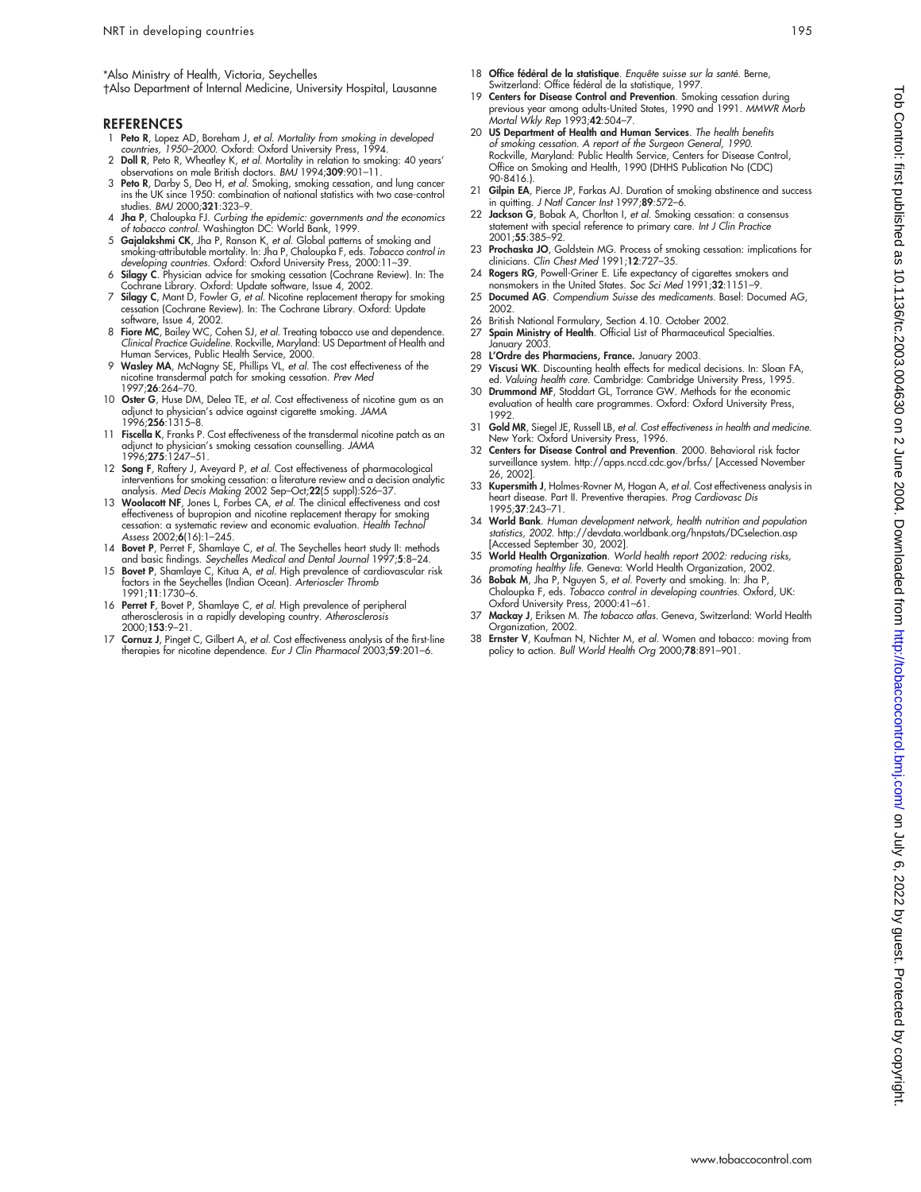\*Also Ministry of Health, Victoria, Seychelles

†Also Department of Internal Medicine, University Hospital, Lausanne

## REFERENCES

1. **Peto R**, Lopez AD, Boreham J, *et al*. *Mortality from smoking in developed countries, 1950–2000*. Oxford: Oxford University Press, 1994.
2. **Doll R**, Peto R, Wheatley K, *et al*. Mortality in relation to smoking: 40 years' observations on male British doctors. *BMJ* 1994;**309**:901–11.
3. **Peto R**, Darby S, Deo H, *et al*. Smoking, smoking cessation, and lung cancer ins the UK since 1950: combination of national statistics with two case-control studies. *BMJ* 2000;**321**:323–9.
4. **Jha P**, Chaloupka FJ. *Curbing the epidemic: governments and the economics of tobacco control*. Washington DC: World Bank, 1999.
5. **Gajalakshmi CK**, Jha P, Ranson K, *et al*. Global patterns of smoking and smoking-attributable mortality. In: Jha P, Chaloupka F, eds. *Tobacco control in developing countries*. Oxford: Oxford University Press, 2000:11–39.
6. **Silagy C**. Physician advice for smoking cessation (Cochrane Review). In: The Cochrane Library. Oxford: Update software, Issue 4, 2002.
7. **Silagy C**, Mant D, Fowler G, *et al*. Nicotine replacement therapy for smoking cessation (Cochrane Review). In: The Cochrane Library. Oxford: Update software, Issue 4, 2002.
8. **Fiore MC**, Bailey WC, Cohen SJ, *et al*. Treating tobacco use and dependence. *Clinical Practice Guideline*. Rockville, Maryland: US Department of Health and Human Services, Public Health Service, 2000.
9. **Wasley MA**, McNagny SE, Phillips VL, *et al*. The cost effectiveness of the nicotine transdermal patch for smoking cessation. *Prev Med* 1997;**26**:264–70.
10. **Oster G**, Huse DM, Delea TE, *et al*. Cost effectiveness of nicotine gum as an adjunct to physician's advice against cigarette smoking. *JAMA* 1996;**256**:1315–8.
11. **Fiscella K**, Franks P. Cost effectiveness of the transdermal nicotine patch as an adjunct to physician's smoking cessation counselling. *JAMA* 1996;**275**:1247–51.
12. **Song F**, Raftery J, Aveyard P, *et al*. Cost effectiveness of pharmacological interventions for smoking cessation: a literature review and a decision analytic analysis. *Med Decis Making* 2002 Sep–Oct;**22**(5 suppl):S26–37.
13. **Woolacott NF**, Jones L, Forbes CA, *et al*. The clinical effectiveness and cost effectiveness of bupropion and nicotine replacement therapy for smoking cessation: a systematic review and economic evaluation. *Health Technol Assess* 2002;**6**(16):1–245.
14. **Bovet P**, Perret F, Shamlaye C, *et al*. The Seychelles heart study II: methods and basic findings. *Seychelles Medical and Dental Journal* 1997;**5**:8–24.
15. **Bovet P**, Shamlaye C, Kitua A, *et al*. High prevalence of cardiovascular risk factors in the Seychelles (Indian Ocean). *Arterioscler Thromb* 1991;**11**:1730–6.
16. **Perret F**, Bovet P, Shamlaye C, *et al*. High prevalence of peripheral atherosclerosis in a rapidly developing country. *Atherosclerosis* 2000;**153**:9–21.
17. **Cornuz J**, Pinget C, Gilbert A, *et al*. Cost effectiveness analysis of the first-line therapies for nicotine dependence. *Eur J Clin Pharmacol* 2003;**59**:201–6.
18. **Office fédéral de la statistique**. *Enquête suisse sur la santé*. Berne, Switzerland: Office fédéral de la statistique, 1997.
19. **Centers for Disease Control and Prevention**. Smoking cessation during previous year among adults-United States, 1990 and 1991. *MMWR Morb Mortal Wkly Rep* 1993;**42**:504–7.
20. **US Department of Health and Human Services**. *The health benefits of smoking cessation. A report of the Surgeon General, 1990*. Rockville, Maryland: Public Health Service, Centers for Disease Control, Office on Smoking and Health, 1990 (DHHS Publication No (CDC) 90-8416.).
21. **Gilpin EA**, Pierce JP, Farkas AJ. Duration of smoking abstinence and success in quitting. *J Natl Cancer Inst* 1997;**89**:572–6.
22. **Jackson G**, Bobak A, Chorlton I, *et al*. Smoking cessation: a consensus statement with special reference to primary care. *Int J Clin Practice* 2001;**55**:385–92.
23. **Prochaska JO**, Goldstein MG. Process of smoking cessation: implications for clinicians. *Clin Chest Med* 1991;**12**:727–35.
24. **Rogers RG**, Powell-Griner E. Life expectancy of cigarettes smokers and nonsmokers in the United States. *Soc Sci Med* 1991;**32**:1151–9.
25. **Documed AG**. *Compendium Suisse des medicaments*. Basel: Documed AG, 2002.
26. British National Formulary, Section 4.10. October 2002.
27. **Spain Ministry of Health**. Official List of Pharmaceutical Specialties. January 2003.
28. **L'Ordre des Pharmaciens, France.** January 2003.
29. **Viscusi WK**. Discounting health effects for medical decisions. In: Sloan FA, ed. *Valuing health care*. Cambridge: Cambridge University Press, 1995.
30. **Drummond MF**, Stoddart GL, Torrance GW. Methods for the economic evaluation of health care programmes. Oxford: Oxford University Press, 1992.
31. **Gold MR**, Siegel JE, Russell LB, *et al*. *Cost effectiveness in health and medicine*. New York: Oxford University Press, 1996.
32. **Centers for Disease Control and Prevention**. 2000. Behavioral risk factor surveillance system. http://apps.nccd.cdc.gov/brfss/ [Accessed November 26, 2002].
33. **Kupersmith J**, Holmes-Rovner M, Hogan A, *et al*. Cost effectiveness analysis in heart disease. Part II. Preventive therapies. *Prog Cardiovasc Dis* 1995;**37**:243–71.
34. **World Bank**. *Human development network, health nutrition and population statistics, 2002*. http://devdata.worldbank.org/hnpstats/DCselection.asp [Accessed September 30, 2002].
35. **World Health Organization**. *World health report 2002: reducing risks, promoting healthy life*. Geneva: World Health Organization, 2002.
36. **Bobak M**, Jha P, Nguyen S, *et al*. Poverty and smoking. In: Jha P, Chaloupka F, eds. *Tobacco control in developing countries*. Oxford, UK: Oxford University Press, 2000:41–61.
37. **Mackay J**, Eriksen M. *The tobacco atlas*. Geneva, Switzerland: World Health Organization, 2002.
38. **Ernster V**, Kaufman N, Nichter M, *et al*. Women and tobacco: moving from policy to action. *Bull World Health Org* 2000;**78**:891–901.